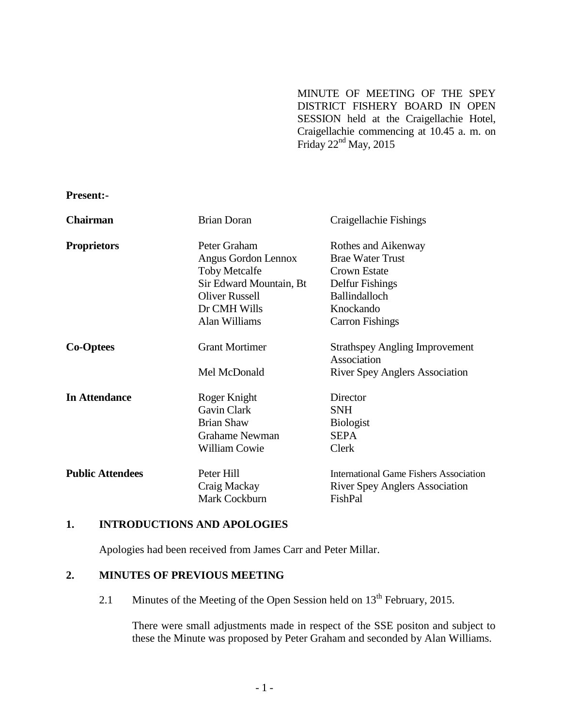MINUTE OF MEETING OF THE SPEY DISTRICT FISHERY BOARD IN OPEN SESSION held at the Craigellachie Hotel, Craigellachie commencing at 10.45 a. m. on Friday 22nd May, 2015

**Present:-**

| | | |
|---|---|---|
| **Chairman** | Brian Doran | Craigellachie Fishings |
| **Proprietors** | Peter Graham | Rothes and Aikenway |
| | Angus Gordon Lennox | Brae Water Trust |
| | Toby Metcalfe | Crown Estate |
| | Sir Edward Mountain, Bt | Delfur Fishings |
| | Oliver Russell | Ballindalloch |
| | Dr CMH Wills | Knockando |
| | Alan Williams | Carron Fishings |
| **Co-Optees** | Grant Mortimer | Strathspey Angling Improvement Association |
| | Mel McDonald | River Spey Anglers Association |
| **In Attendance** | Roger Knight | Director |
| | Gavin Clark | SNH |
| | Brian Shaw | Biologist |
| | Grahame Newman | SEPA |
| | William Cowie | Clerk |
| **Public Attendees** | Peter Hill | International Game Fishers Association |
| | Craig Mackay | River Spey Anglers Association |
| | Mark Cockburn | FishPal |

## 1. INTRODUCTIONS AND APOLOGIES

Apologies had been received from James Carr and Peter Millar.

## 2. MINUTES OF PREVIOUS MEETING

2.1 Minutes of the Meeting of the Open Session held on 13th February, 2015.

There were small adjustments made in respect of the SSE positon and subject to these the Minute was proposed by Peter Graham and seconded by Alan Williams.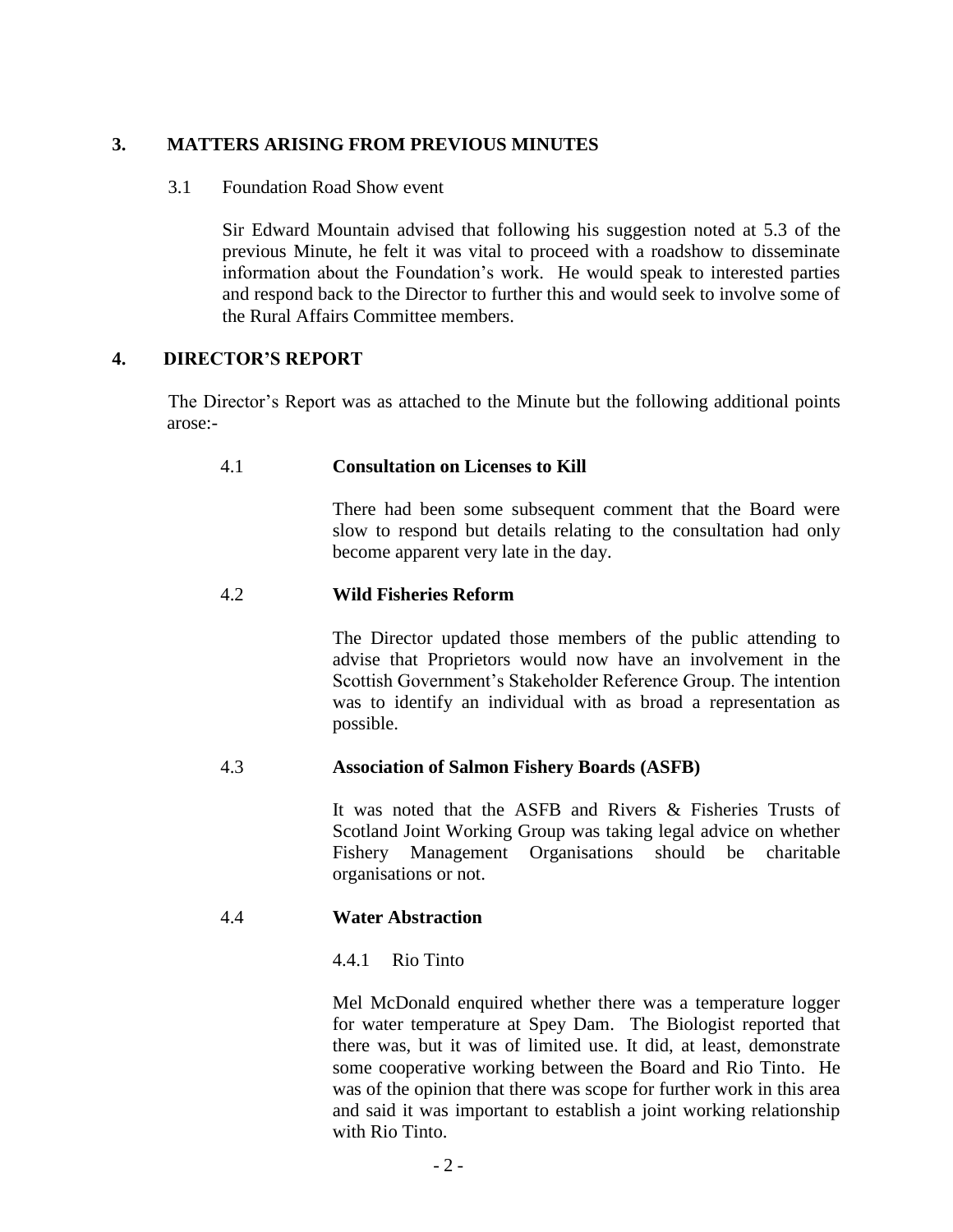## 3. MATTERS ARISING FROM PREVIOUS MINUTES

3.1 Foundation Road Show event

Sir Edward Mountain advised that following his suggestion noted at 5.3 of the previous Minute, he felt it was vital to proceed with a roadshow to disseminate information about the Foundation's work. He would speak to interested parties and respond back to the Director to further this and would seek to involve some of the Rural Affairs Committee members.

## 4. DIRECTOR'S REPORT

The Director's Report was as attached to the Minute but the following additional points arose:-

4.1 **Consultation on Licenses to Kill**

There had been some subsequent comment that the Board were slow to respond but details relating to the consultation had only become apparent very late in the day.

4.2 **Wild Fisheries Reform**

The Director updated those members of the public attending to advise that Proprietors would now have an involvement in the Scottish Government's Stakeholder Reference Group. The intention was to identify an individual with as broad a representation as possible.

4.3 **Association of Salmon Fishery Boards (ASFB)**

It was noted that the ASFB and Rivers & Fisheries Trusts of Scotland Joint Working Group was taking legal advice on whether Fishery Management Organisations should be charitable organisations or not.

4.4 **Water Abstraction**

4.4.1 Rio Tinto

Mel McDonald enquired whether there was a temperature logger for water temperature at Spey Dam. The Biologist reported that there was, but it was of limited use. It did, at least, demonstrate some cooperative working between the Board and Rio Tinto. He was of the opinion that there was scope for further work in this area and said it was important to establish a joint working relationship with Rio Tinto.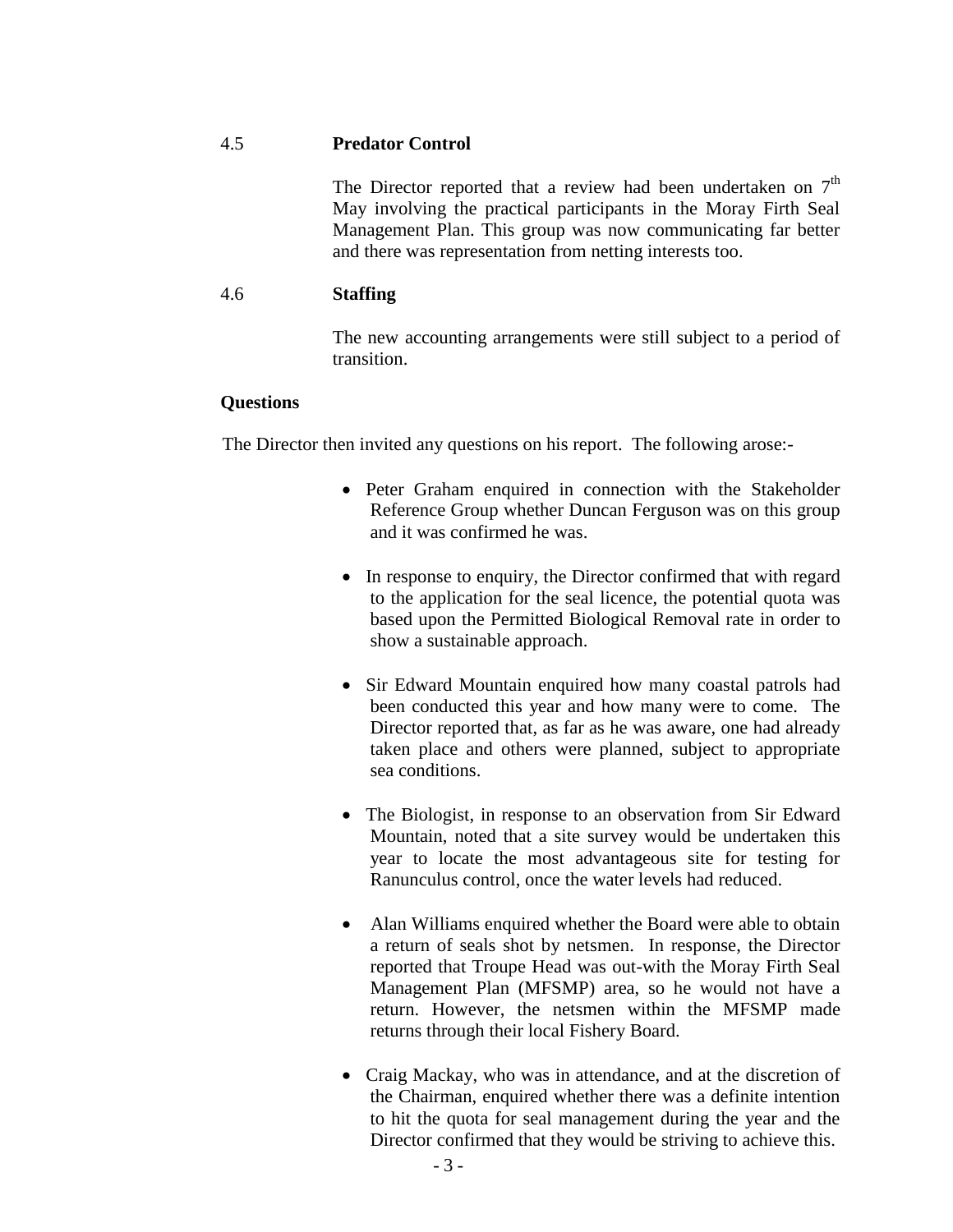4.5 **Predator Control**

The Director reported that a review had been undertaken on 7th May involving the practical participants in the Moray Firth Seal Management Plan. This group was now communicating far better and there was representation from netting interests too.

4.6 **Staffing**

The new accounting arrangements were still subject to a period of transition.

**Questions**

The Director then invited any questions on his report. The following arose:-

- Peter Graham enquired in connection with the Stakeholder Reference Group whether Duncan Ferguson was on this group and it was confirmed he was.

- In response to enquiry, the Director confirmed that with regard to the application for the seal licence, the potential quota was based upon the Permitted Biological Removal rate in order to show a sustainable approach.

- Sir Edward Mountain enquired how many coastal patrols had been conducted this year and how many were to come. The Director reported that, as far as he was aware, one had already taken place and others were planned, subject to appropriate sea conditions.

- The Biologist, in response to an observation from Sir Edward Mountain, noted that a site survey would be undertaken this year to locate the most advantageous site for testing for Ranunculus control, once the water levels had reduced.

- Alan Williams enquired whether the Board were able to obtain a return of seals shot by netsmen. In response, the Director reported that Troupe Head was out-with the Moray Firth Seal Management Plan (MFSMP) area, so he would not have a return. However, the netsmen within the MFSMP made returns through their local Fishery Board.

- Craig Mackay, who was in attendance, and at the discretion of the Chairman, enquired whether there was a definite intention to hit the quota for seal management during the year and the Director confirmed that they would be striving to achieve this.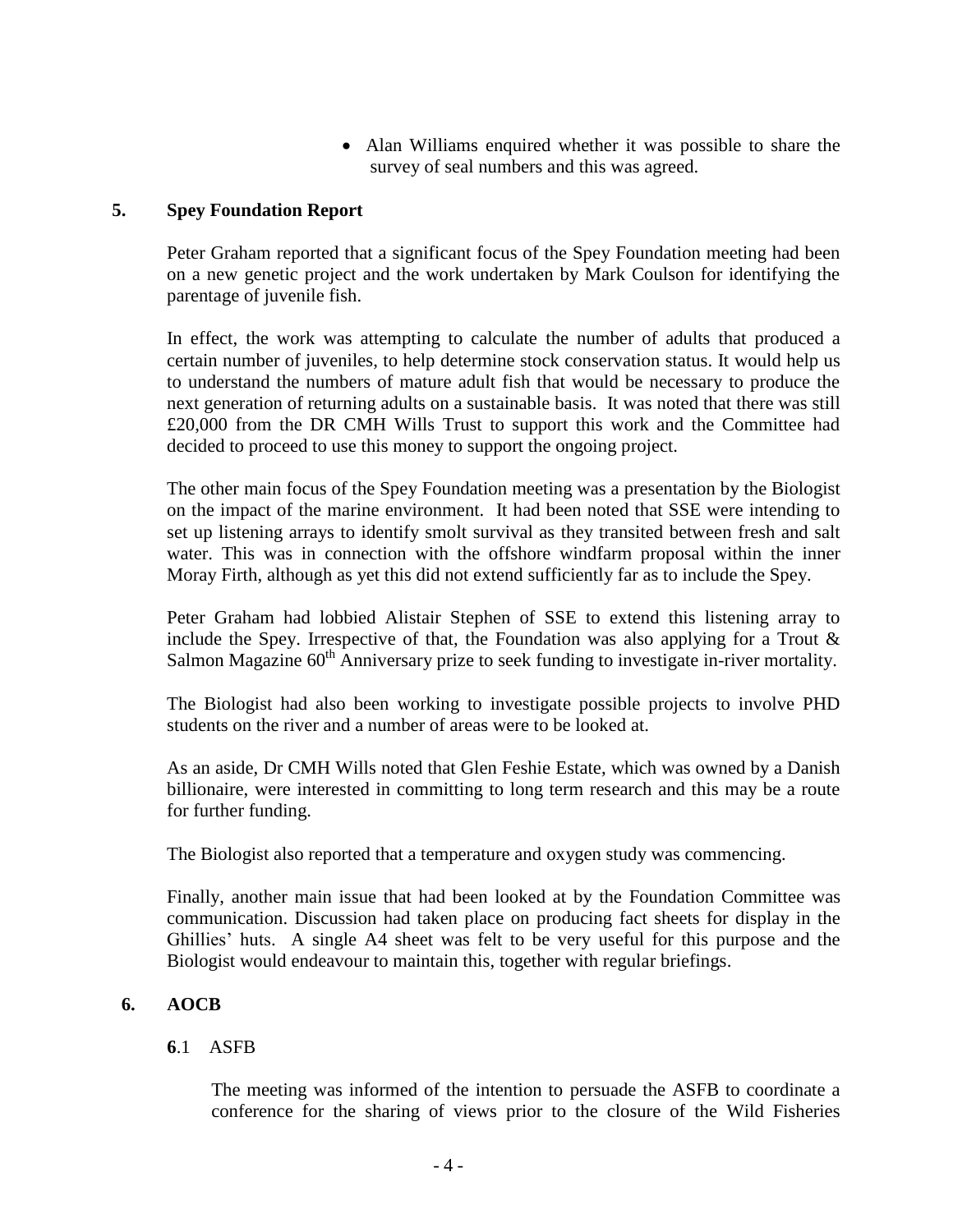- Alan Williams enquired whether it was possible to share the survey of seal numbers and this was agreed.

## 5. Spey Foundation Report

Peter Graham reported that a significant focus of the Spey Foundation meeting had been on a new genetic project and the work undertaken by Mark Coulson for identifying the parentage of juvenile fish.

In effect, the work was attempting to calculate the number of adults that produced a certain number of juveniles, to help determine stock conservation status. It would help us to understand the numbers of mature adult fish that would be necessary to produce the next generation of returning adults on a sustainable basis. It was noted that there was still £20,000 from the DR CMH Wills Trust to support this work and the Committee had decided to proceed to use this money to support the ongoing project.

The other main focus of the Spey Foundation meeting was a presentation by the Biologist on the impact of the marine environment. It had been noted that SSE were intending to set up listening arrays to identify smolt survival as they transited between fresh and salt water. This was in connection with the offshore windfarm proposal within the inner Moray Firth, although as yet this did not extend sufficiently far as to include the Spey.

Peter Graham had lobbied Alistair Stephen of SSE to extend this listening array to include the Spey. Irrespective of that, the Foundation was also applying for a Trout & Salmon Magazine 60th Anniversary prize to seek funding to investigate in-river mortality.

The Biologist had also been working to investigate possible projects to involve PHD students on the river and a number of areas were to be looked at.

As an aside, Dr CMH Wills noted that Glen Feshie Estate, which was owned by a Danish billionaire, were interested in committing to long term research and this may be a route for further funding.

The Biologist also reported that a temperature and oxygen study was commencing.

Finally, another main issue that had been looked at by the Foundation Committee was communication. Discussion had taken place on producing fact sheets for display in the Ghillies' huts. A single A4 sheet was felt to be very useful for this purpose and the Biologist would endeavour to maintain this, together with regular briefings.

## 6. AOCB

### 6.1 ASFB

The meeting was informed of the intention to persuade the ASFB to coordinate a conference for the sharing of views prior to the closure of the Wild Fisheries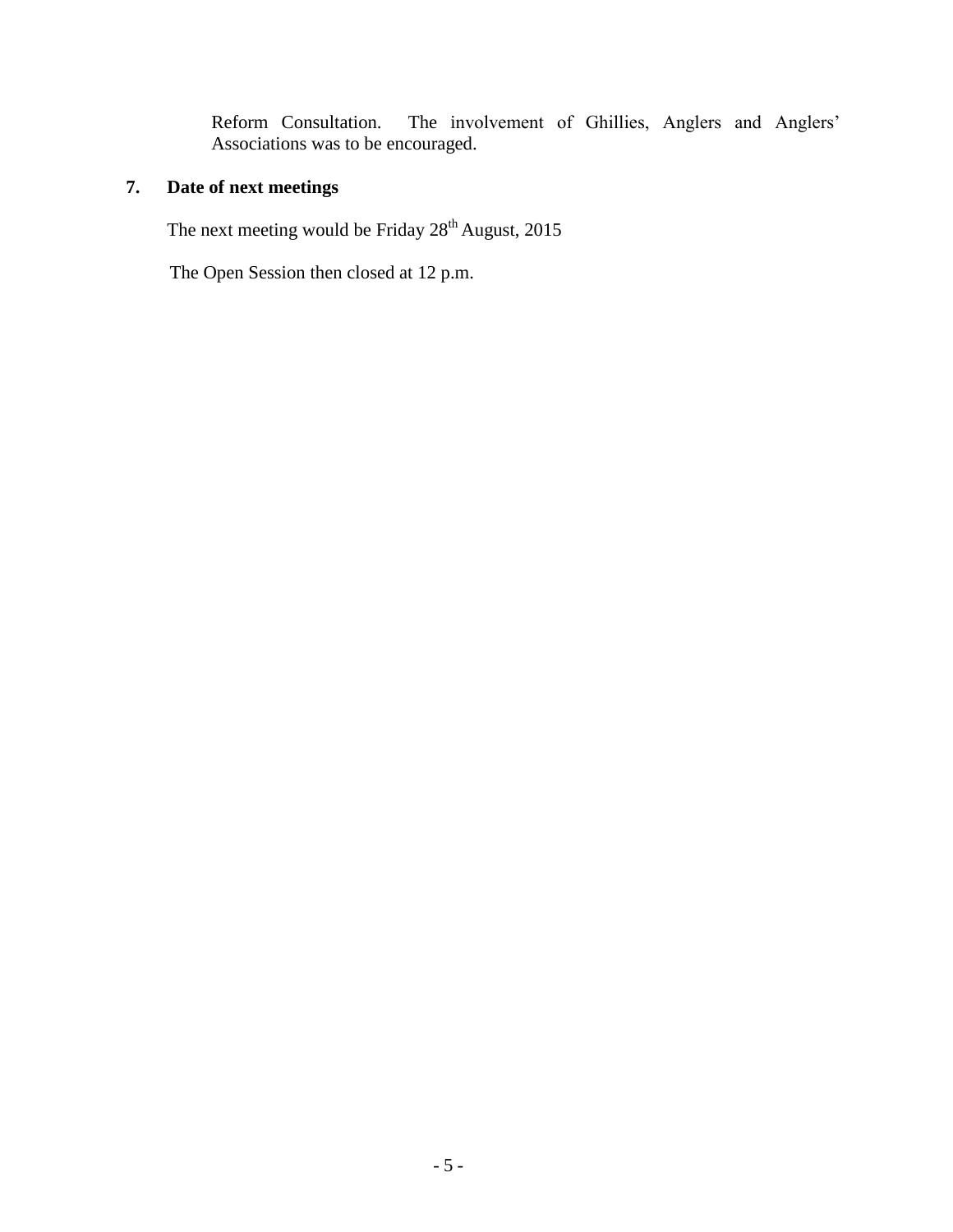Reform Consultation. The involvement of Ghillies, Anglers and Anglers' Associations was to be encouraged.

**7. Date of next meetings**

The next meeting would be Friday 28th August, 2015

The Open Session then closed at 12 p.m.